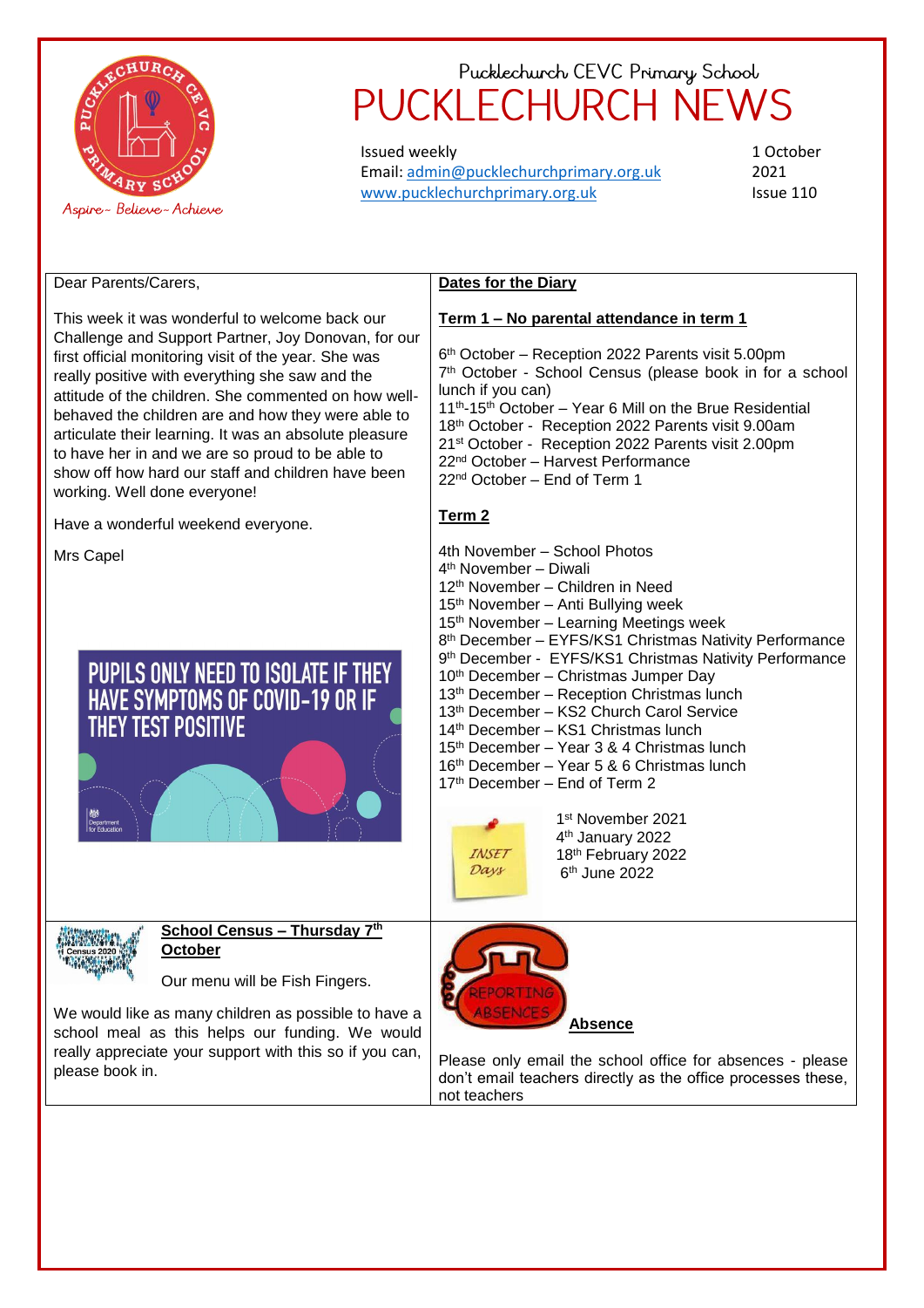Pucklechurch CEVC Primary School

# PUCKLECHURCH NEWS

Issued weekly
Email: admin@pucklechurchprimary.org.uk
www.pucklechurchprimary.org.uk

1 October 2021
Issue 110

Aspire~ Believe~ Achieve

Dear Parents/Carers,

This week it was wonderful to welcome back our Challenge and Support Partner, Joy Donovan, for our first official monitoring visit of the year. She was really positive with everything she saw and the attitude of the children. She commented on how well-behaved the children are and how they were able to articulate their learning. It was an absolute pleasure to have her in and we are so proud to be able to show off how hard our staff and children have been working. Well done everyone!

Have a wonderful weekend everyone.

Mrs Capel

PUPILS ONLY NEED TO ISOLATE IF THEY HAVE SYMPTOMS OF COVID-19 OR IF THEY TEST POSITIVE

## Dates for the Diary

### Term 1 – No parental attendance in term 1

6th October – Reception 2022 Parents visit 5.00pm
7th October - School Census (please book in for a school lunch if you can)
11th-15th October – Year 6 Mill on the Brue Residential
18th October - Reception 2022 Parents visit 9.00am
21st October - Reception 2022 Parents visit 2.00pm
22nd October – Harvest Performance
22nd October – End of Term 1

### Term 2

4th November – School Photos
4th November – Diwali
12th November – Children in Need
15th November – Anti Bullying week
15th November – Learning Meetings week
8th December – EYFS/KS1 Christmas Nativity Performance
9th December - EYFS/KS1 Christmas Nativity Performance
10th December – Christmas Jumper Day
13th December – Reception Christmas lunch
13th December – KS2 Church Carol Service
14th December – KS1 Christmas lunch
15th December – Year 3 & 4 Christmas lunch
16th December – Year 5 & 6 Christmas lunch
17th December – End of Term 2

INSET Days

1st November 2021
4th January 2022
18th February 2022
6th June 2022

## School Census – Thursday 7th October

Our menu will be Fish Fingers.

We would like as many children as possible to have a school meal as this helps our funding. We would really appreciate your support with this so if you can, please book in.

## Absence

Please only email the school office for absences - please don't email teachers directly as the office processes these, not teachers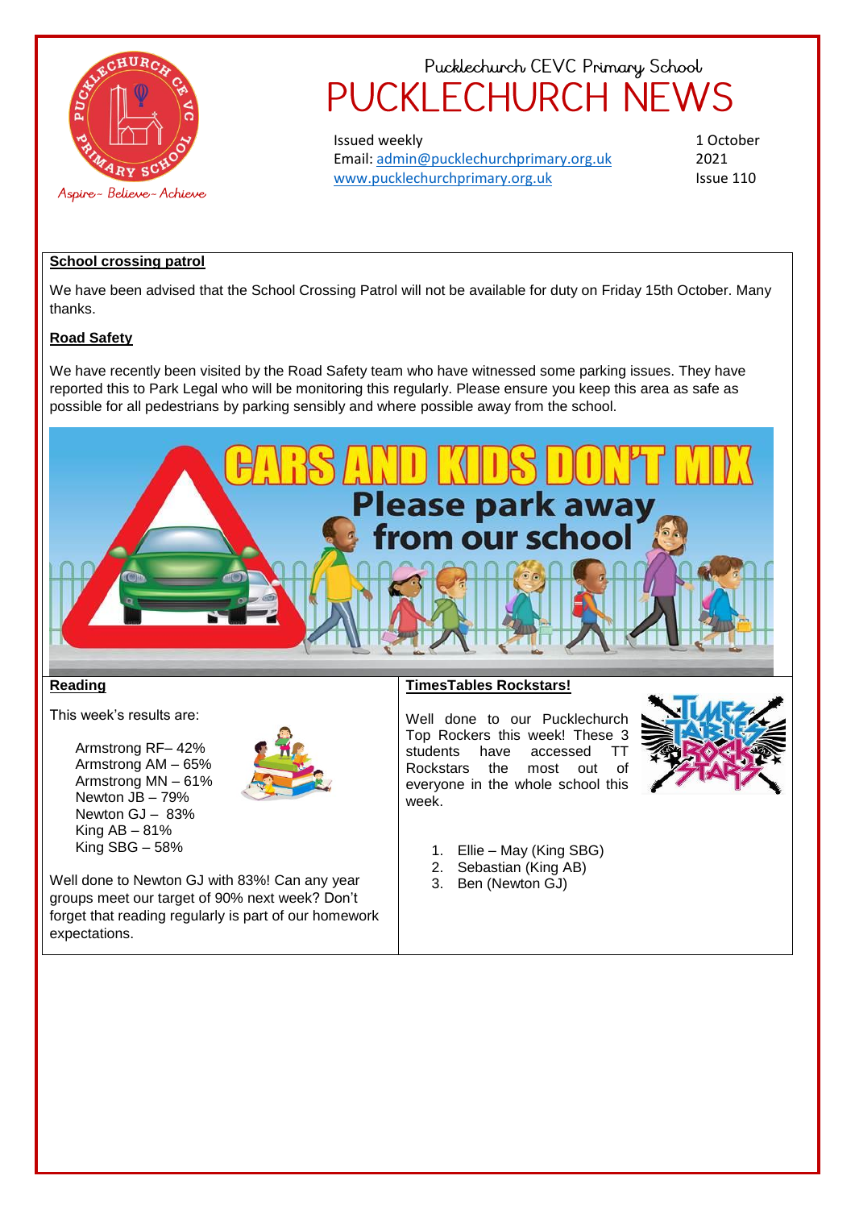Pucklechurch CEVC Primary School

# PUCKLECHURCH NEWS

Issued weekly
Email: admin@pucklechurchprimary.org.uk
www.pucklechurchprimary.org.uk

1 October 2021
Issue 110

Aspire~ Believe~ Achieve

## School crossing patrol

We have been advised that the School Crossing Patrol will not be available for duty on Friday 15th October. Many thanks.

## Road Safety

We have recently been visited by the Road Safety team who have witnessed some parking issues. They have reported this to Park Legal who will be monitoring this regularly. Please ensure you keep this area as safe as possible for all pedestrians by parking sensibly and where possible away from the school.

CARS AND KIDS DON'T MIX
Please park away from our school

## Reading

This week's results are:

Armstrong RF– 42%
Armstrong AM – 65%
Armstrong MN – 61%
Newton JB – 79%
Newton GJ – 83%
King AB – 81%
King SBG – 58%

Well done to Newton GJ with 83%! Can any year groups meet our target of 90% next week? Don't forget that reading regularly is part of our homework expectations.

## TimesTables Rockstars!

Well done to our Pucklechurch Top Rockers this week! These 3 students have accessed TT Rockstars the most out of everyone in the whole school this week.

1. Ellie – May (King SBG)
2. Sebastian (King AB)
3. Ben (Newton GJ)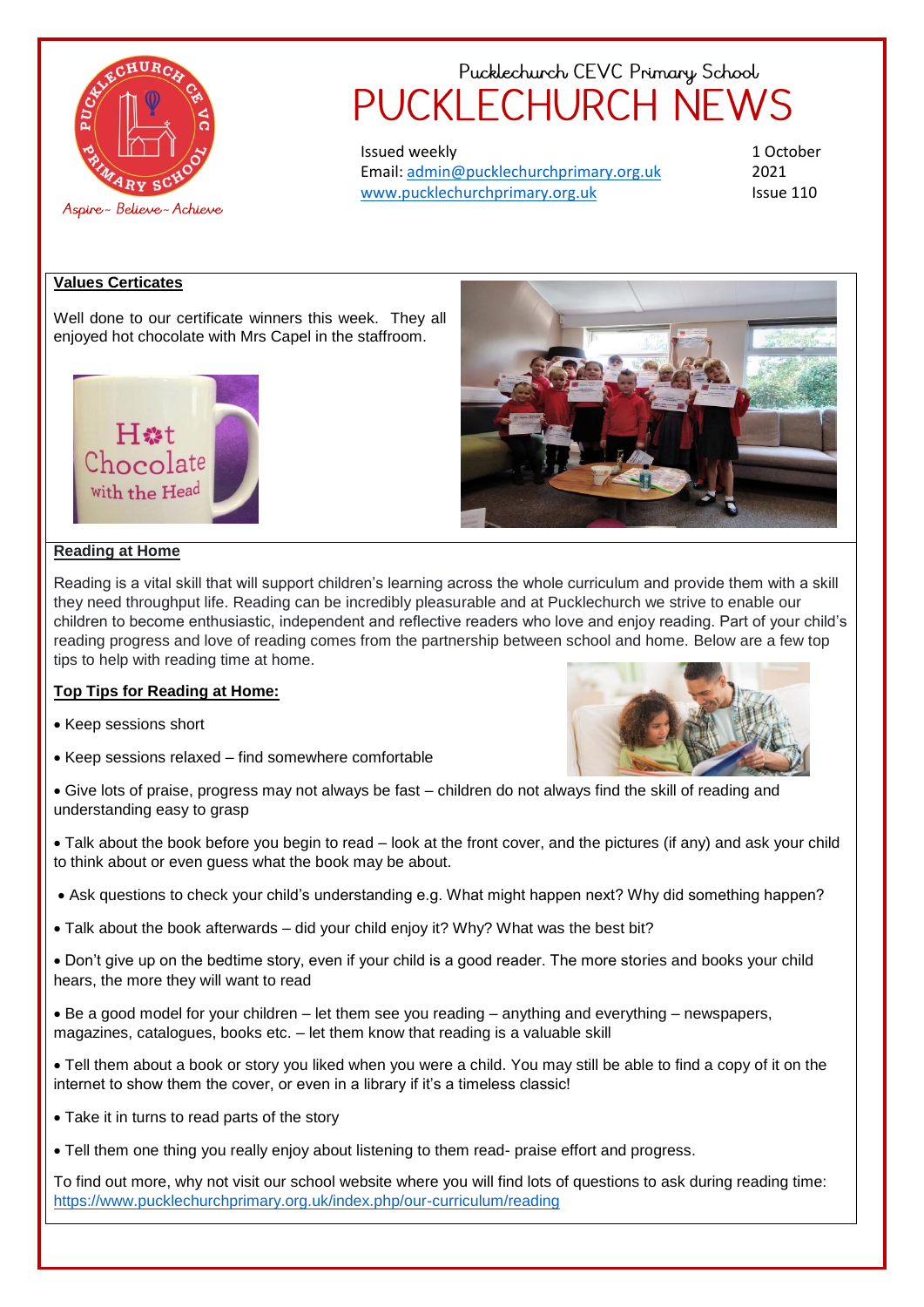Pucklechurch CEVC Primary School

# PUCKLECHURCH NEWS

Issued weekly
Email: admin@pucklechurchprimary.org.uk
www.pucklechurchprimary.org.uk

1 October 2021
Issue 110

Aspire – Believe – Achieve

## Values Certicates

Well done to our certificate winners this week. They all enjoyed hot chocolate with Mrs Capel in the staffroom.

## Reading at Home

Reading is a vital skill that will support children's learning across the whole curriculum and provide them with a skill they need throughput life. Reading can be incredibly pleasurable and at Pucklechurch we strive to enable our children to become enthusiastic, independent and reflective readers who love and enjoy reading. Part of your child's reading progress and love of reading comes from the partnership between school and home. Below are a few top tips to help with reading time at home.

### Top Tips for Reading at Home:

- Keep sessions short
- Keep sessions relaxed – find somewhere comfortable
- Give lots of praise, progress may not always be fast – children do not always find the skill of reading and understanding easy to grasp
- Talk about the book before you begin to read – look at the front cover, and the pictures (if any) and ask your child to think about or even guess what the book may be about.
- Ask questions to check your child's understanding e.g. What might happen next? Why did something happen?
- Talk about the book afterwards – did your child enjoy it? Why? What was the best bit?
- Don't give up on the bedtime story, even if your child is a good reader. The more stories and books your child hears, the more they will want to read
- Be a good model for your children – let them see you reading – anything and everything – newspapers, magazines, catalogues, books etc. – let them know that reading is a valuable skill
- Tell them about a book or story you liked when you were a child. You may still be able to find a copy of it on the internet to show them the cover, or even in a library if it's a timeless classic!
- Take it in turns to read parts of the story
- Tell them one thing you really enjoy about listening to them read- praise effort and progress.

To find out more, why not visit our school website where you will find lots of questions to ask during reading time: https://www.pucklechurchprimary.org.uk/index.php/our-curriculum/reading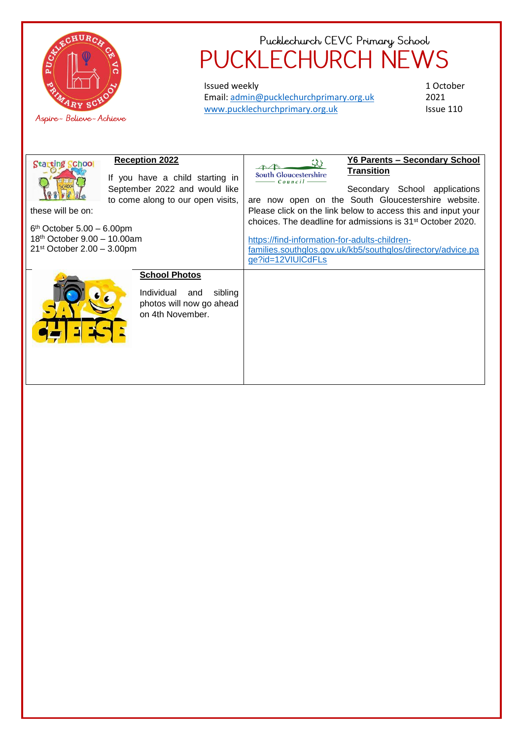Pucklechurch CEVC Primary School

# PUCKLECHURCH NEWS

Issued weekly
Email: admin@pucklechurchprimary.org.uk
www.pucklechurchprimary.org.uk

1 October 2021
Issue 110

Aspire ~ Believe ~ Achieve

**Reception 2022**

If you have a child starting in September 2022 and would like to come along to our open visits, these will be on:

6th October 5.00 – 6.00pm
18th October 9.00 – 10.00am
21st October 2.00 – 3.00pm

**Y6 Parents – Secondary School Transition**

Secondary School applications are now open on the South Gloucestershire website. Please click on the link below to access this and input your choices. The deadline for admissions is 31st October 2020.

https://find-information-for-adults-children-families.southglos.gov.uk/kb5/southglos/directory/advice.page?id=12VIUlCdFLs

**School Photos**

Individual and sibling photos will now go ahead on 4th November.